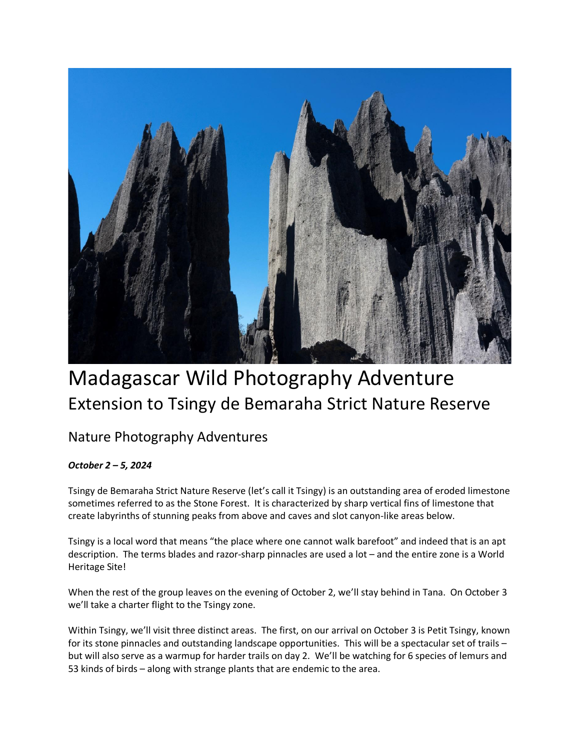# Madagascar Wild Photography Adventure

## Extension to Tsingy de Bemaraha Strict Nature Reserve

### Nature Photography Adventures

***October 2 – 5, 2024***

Tsingy de Bemaraha Strict Nature Reserve (let's call it Tsingy) is an outstanding area of eroded limestone sometimes referred to as the Stone Forest. It is characterized by sharp vertical fins of limestone that create labyrinths of stunning peaks from above and caves and slot canyon-like areas below.

Tsingy is a local word that means "the place where one cannot walk barefoot" and indeed that is an apt description. The terms blades and razor-sharp pinnacles are used a lot – and the entire zone is a World Heritage Site!

When the rest of the group leaves on the evening of October 2, we'll stay behind in Tana. On October 3 we'll take a charter flight to the Tsingy zone.

Within Tsingy, we'll visit three distinct areas. The first, on our arrival on October 3 is Petit Tsingy, known for its stone pinnacles and outstanding landscape opportunities. This will be a spectacular set of trails – but will also serve as a warmup for harder trails on day 2. We'll be watching for 6 species of lemurs and 53 kinds of birds – along with strange plants that are endemic to the area.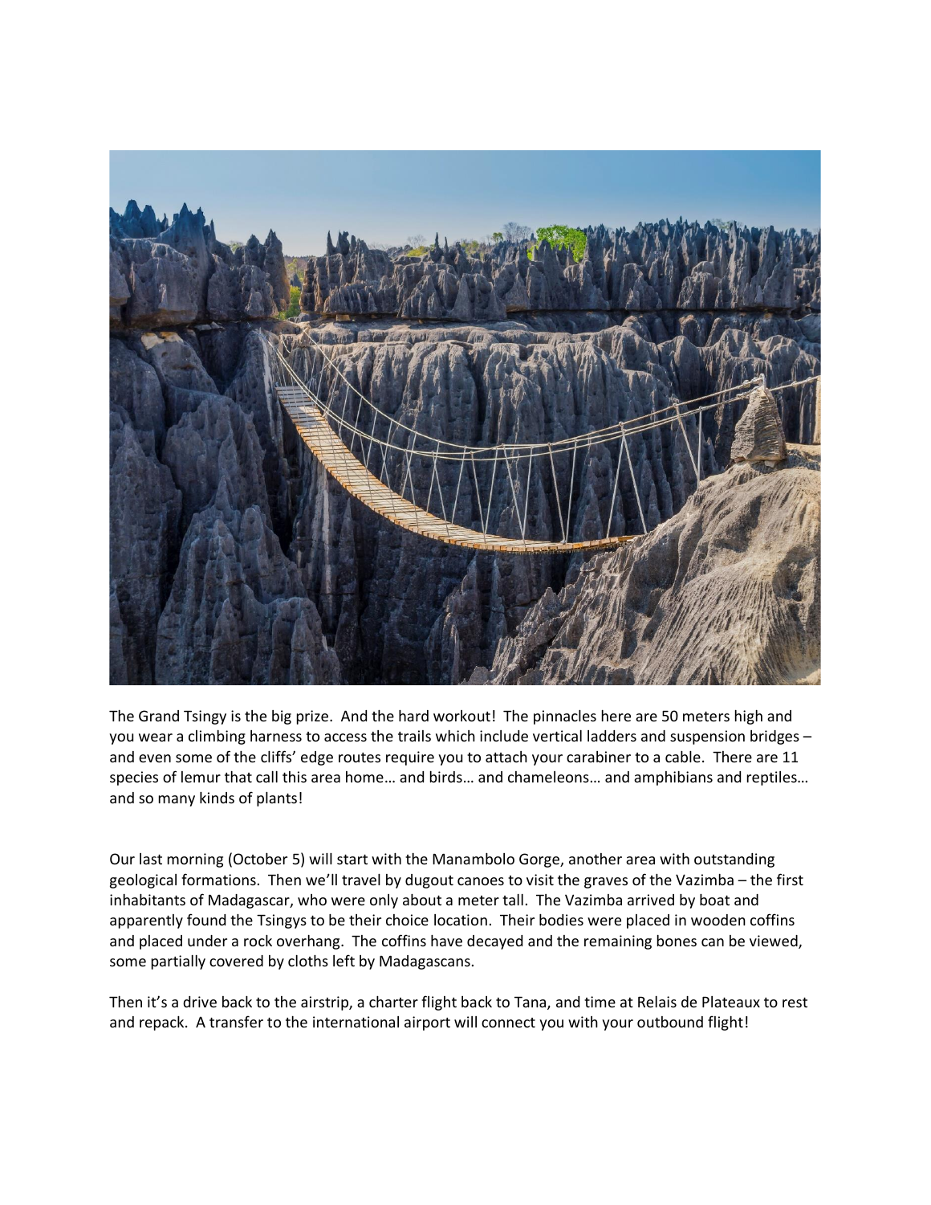The Grand Tsingy is the big prize. And the hard workout! The pinnacles here are 50 meters high and you wear a climbing harness to access the trails which include vertical ladders and suspension bridges – and even some of the cliffs' edge routes require you to attach your carabiner to a cable. There are 11 species of lemur that call this area home… and birds… and chameleons… and amphibians and reptiles… and so many kinds of plants!

Our last morning (October 5) will start with the Manambolo Gorge, another area with outstanding geological formations. Then we'll travel by dugout canoes to visit the graves of the Vazimba – the first inhabitants of Madagascar, who were only about a meter tall. The Vazimba arrived by boat and apparently found the Tsingys to be their choice location. Their bodies were placed in wooden coffins and placed under a rock overhang. The coffins have decayed and the remaining bones can be viewed, some partially covered by cloths left by Madagascans.

Then it's a drive back to the airstrip, a charter flight back to Tana, and time at Relais de Plateaux to rest and repack. A transfer to the international airport will connect you with your outbound flight!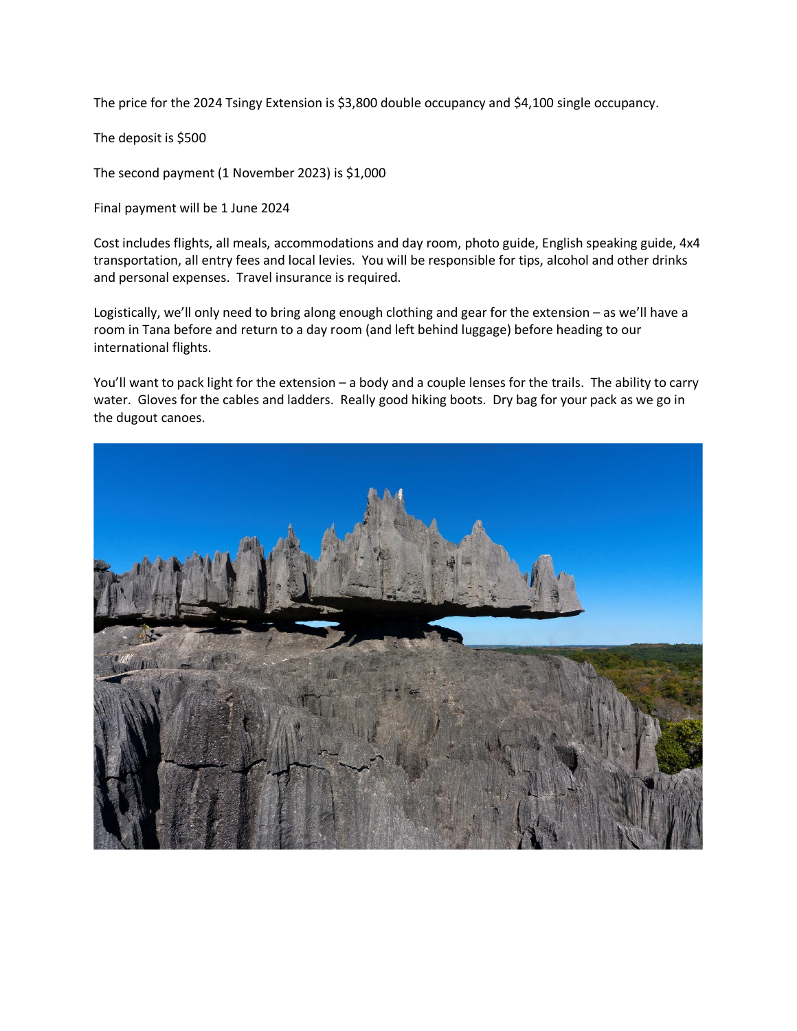The price for the 2024 Tsingy Extension is $3,800 double occupancy and $4,100 single occupancy.

The deposit is $500

The second payment (1 November 2023) is $1,000

Final payment will be 1 June 2024

Cost includes flights, all meals, accommodations and day room, photo guide, English speaking guide, 4x4 transportation, all entry fees and local levies. You will be responsible for tips, alcohol and other drinks and personal expenses. Travel insurance is required.

Logistically, we'll only need to bring along enough clothing and gear for the extension – as we'll have a room in Tana before and return to a day room (and left behind luggage) before heading to our international flights.

You'll want to pack light for the extension – a body and a couple lenses for the trails. The ability to carry water. Gloves for the cables and ladders. Really good hiking boots. Dry bag for your pack as we go in the dugout canoes.